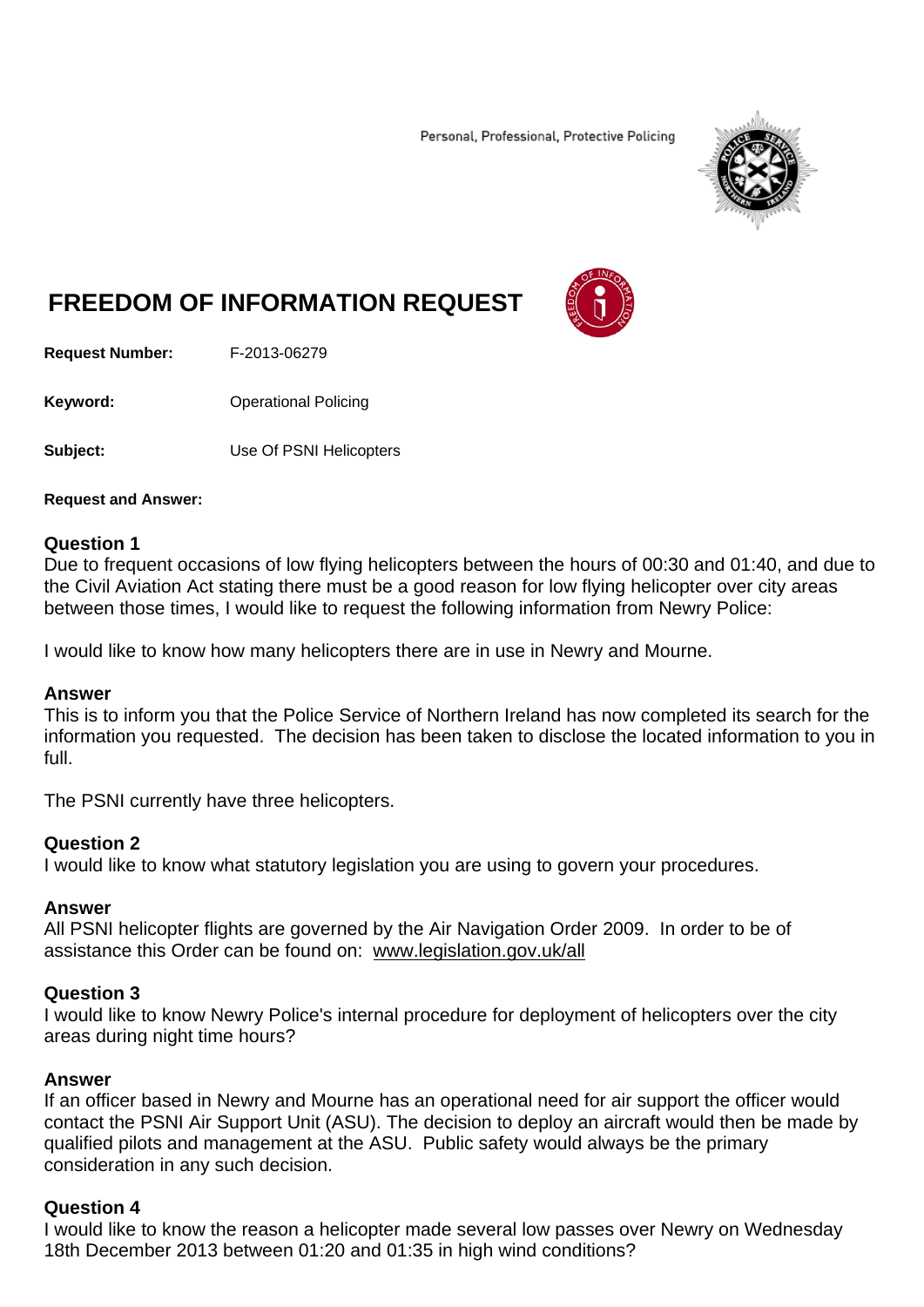Personal, Professional, Protective Policing

# FREEDOM OF INFORMATION REQUEST

**Request Number:** F-2013-06279

**Keyword:** Operational Policing

**Subject:** Use Of PSNI Helicopters

**Request and Answer:**

### Question 1

Due to frequent occasions of low flying helicopters between the hours of 00:30 and 01:40, and due to the Civil Aviation Act stating there must be a good reason for low flying helicopter over city areas between those times, I would like to request the following information from Newry Police:

I would like to know how many helicopters there are in use in Newry and Mourne.

### Answer

This is to inform you that the Police Service of Northern Ireland has now completed its search for the information you requested. The decision has been taken to disclose the located information to you in full.

The PSNI currently have three helicopters.

### Question 2

I would like to know what statutory legislation you are using to govern your procedures.

### Answer

All PSNI helicopter flights are governed by the Air Navigation Order 2009. In order to be of assistance this Order can be found on: www.legislation.gov.uk/all

### Question 3

I would like to know Newry Police's internal procedure for deployment of helicopters over the city areas during night time hours?

### Answer

If an officer based in Newry and Mourne has an operational need for air support the officer would contact the PSNI Air Support Unit (ASU). The decision to deploy an aircraft would then be made by qualified pilots and management at the ASU. Public safety would always be the primary consideration in any such decision.

### Question 4

I would like to know the reason a helicopter made several low passes over Newry on Wednesday 18th December 2013 between 01:20 and 01:35 in high wind conditions?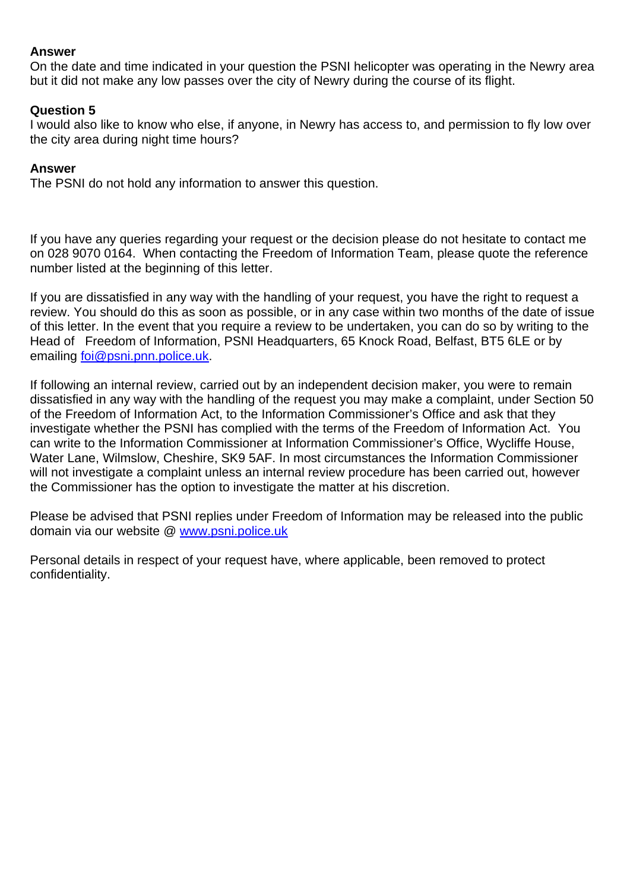**Answer**
On the date and time indicated in your question the PSNI helicopter was operating in the Newry area but it did not make any low passes over the city of Newry during the course of its flight.

**Question 5**
I would also like to know who else, if anyone, in Newry has access to, and permission to fly low over the city area during night time hours?

**Answer**
The PSNI do not hold any information to answer this question.

If you have any queries regarding your request or the decision please do not hesitate to contact me on 028 9070 0164. When contacting the Freedom of Information Team, please quote the reference number listed at the beginning of this letter.

If you are dissatisfied in any way with the handling of your request, you have the right to request a review. You should do this as soon as possible, or in any case within two months of the date of issue of this letter. In the event that you require a review to be undertaken, you can do so by writing to the Head of Freedom of Information, PSNI Headquarters, 65 Knock Road, Belfast, BT5 6LE or by emailing foi@psni.pnn.police.uk.

If following an internal review, carried out by an independent decision maker, you were to remain dissatisfied in any way with the handling of the request you may make a complaint, under Section 50 of the Freedom of Information Act, to the Information Commissioner's Office and ask that they investigate whether the PSNI has complied with the terms of the Freedom of Information Act. You can write to the Information Commissioner at Information Commissioner's Office, Wycliffe House, Water Lane, Wilmslow, Cheshire, SK9 5AF. In most circumstances the Information Commissioner will not investigate a complaint unless an internal review procedure has been carried out, however the Commissioner has the option to investigate the matter at his discretion.

Please be advised that PSNI replies under Freedom of Information may be released into the public domain via our website @ www.psni.police.uk

Personal details in respect of your request have, where applicable, been removed to protect confidentiality.